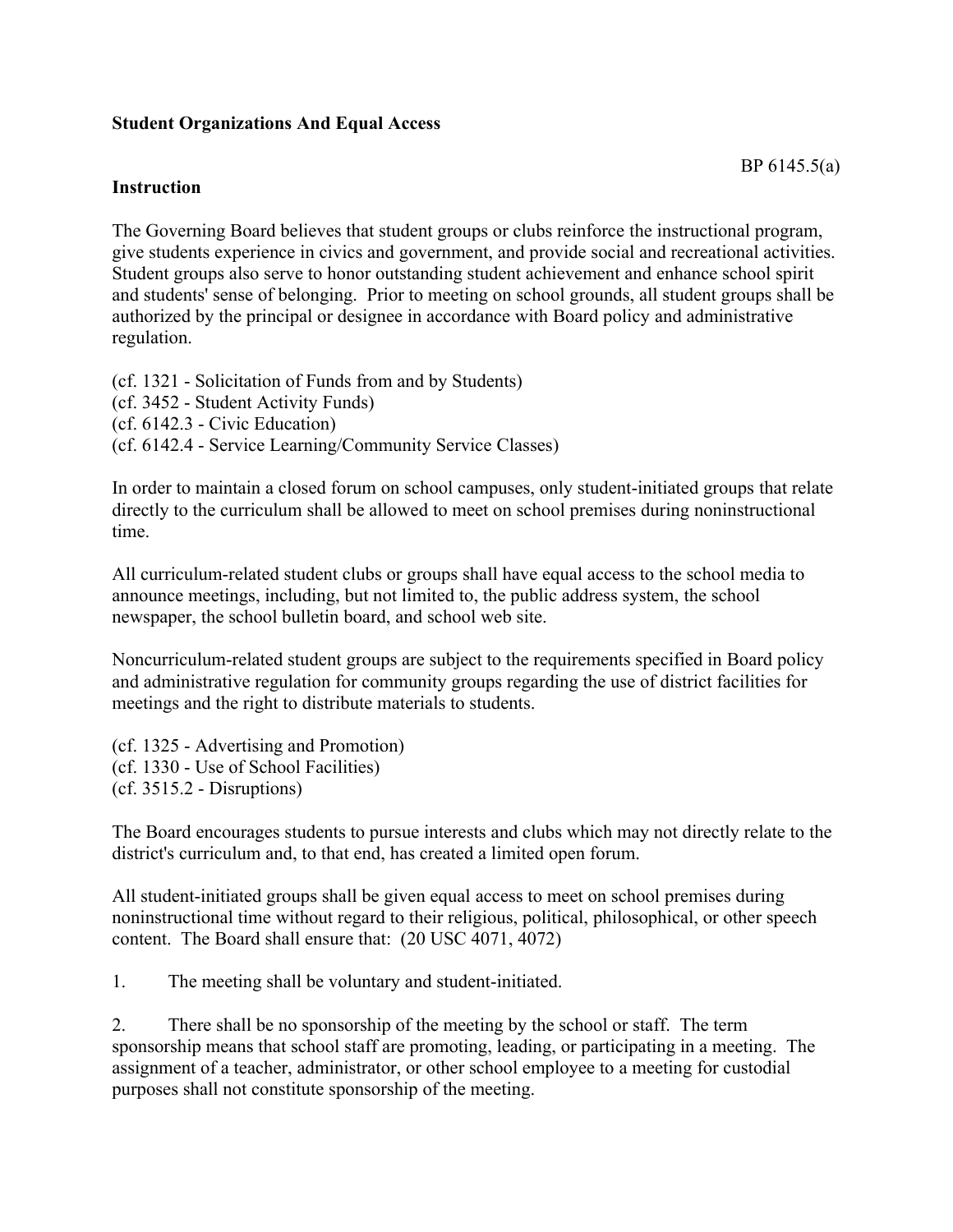**Student Organizations And Equal Access**

BP 6145.5(a)

**Instruction**

The Governing Board believes that student groups or clubs reinforce the instructional program, give students experience in civics and government, and provide social and recreational activities. Student groups also serve to honor outstanding student achievement and enhance school spirit and students' sense of belonging. Prior to meeting on school grounds, all student groups shall be authorized by the principal or designee in accordance with Board policy and administrative regulation.

(cf. 1321 - Solicitation of Funds from and by Students)
(cf. 3452 - Student Activity Funds)
(cf. 6142.3 - Civic Education)
(cf. 6142.4 - Service Learning/Community Service Classes)

In order to maintain a closed forum on school campuses, only student-initiated groups that relate directly to the curriculum shall be allowed to meet on school premises during noninstructional time.

All curriculum-related student clubs or groups shall have equal access to the school media to announce meetings, including, but not limited to, the public address system, the school newspaper, the school bulletin board, and school web site.

Noncurriculum-related student groups are subject to the requirements specified in Board policy and administrative regulation for community groups regarding the use of district facilities for meetings and the right to distribute materials to students.

(cf. 1325 - Advertising and Promotion)
(cf. 1330 - Use of School Facilities)
(cf. 3515.2 - Disruptions)

The Board encourages students to pursue interests and clubs which may not directly relate to the district's curriculum and, to that end, has created a limited open forum.

All student-initiated groups shall be given equal access to meet on school premises during noninstructional time without regard to their religious, political, philosophical, or other speech content. The Board shall ensure that: (20 USC 4071, 4072)

1. The meeting shall be voluntary and student-initiated.

2. There shall be no sponsorship of the meeting by the school or staff. The term sponsorship means that school staff are promoting, leading, or participating in a meeting. The assignment of a teacher, administrator, or other school employee to a meeting for custodial purposes shall not constitute sponsorship of the meeting.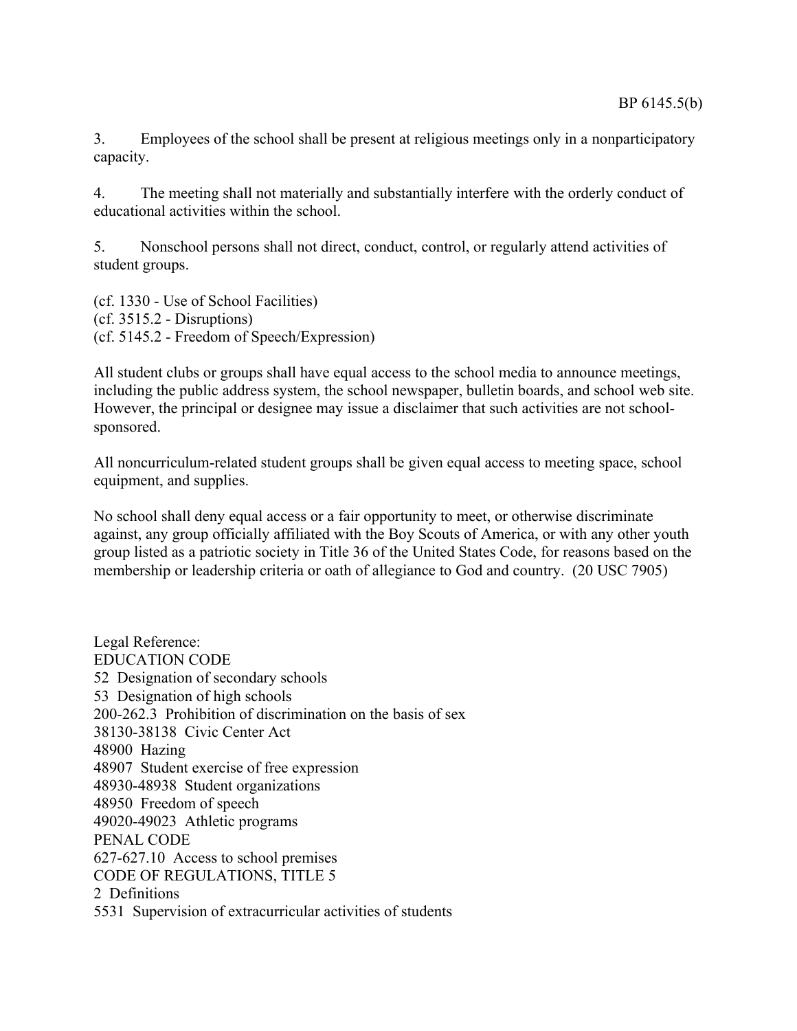3. Employees of the school shall be present at religious meetings only in a nonparticipatory capacity.

4. The meeting shall not materially and substantially interfere with the orderly conduct of educational activities within the school.

5. Nonschool persons shall not direct, conduct, control, or regularly attend activities of student groups.

(cf. 1330 - Use of School Facilities)
(cf. 3515.2 - Disruptions)
(cf. 5145.2 - Freedom of Speech/Expression)

All student clubs or groups shall have equal access to the school media to announce meetings, including the public address system, the school newspaper, bulletin boards, and school web site. However, the principal or designee may issue a disclaimer that such activities are not school-sponsored.

All noncurriculum-related student groups shall be given equal access to meeting space, school equipment, and supplies.

No school shall deny equal access or a fair opportunity to meet, or otherwise discriminate against, any group officially affiliated with the Boy Scouts of America, or with any other youth group listed as a patriotic society in Title 36 of the United States Code, for reasons based on the membership or leadership criteria or oath of allegiance to God and country. (20 USC 7905)

Legal Reference:
EDUCATION CODE
52 Designation of secondary schools
53 Designation of high schools
200-262.3 Prohibition of discrimination on the basis of sex
38130-38138 Civic Center Act
48900 Hazing
48907 Student exercise of free expression
48930-48938 Student organizations
48950 Freedom of speech
49020-49023 Athletic programs
PENAL CODE
627-627.10 Access to school premises
CODE OF REGULATIONS, TITLE 5
2 Definitions
5531 Supervision of extracurricular activities of students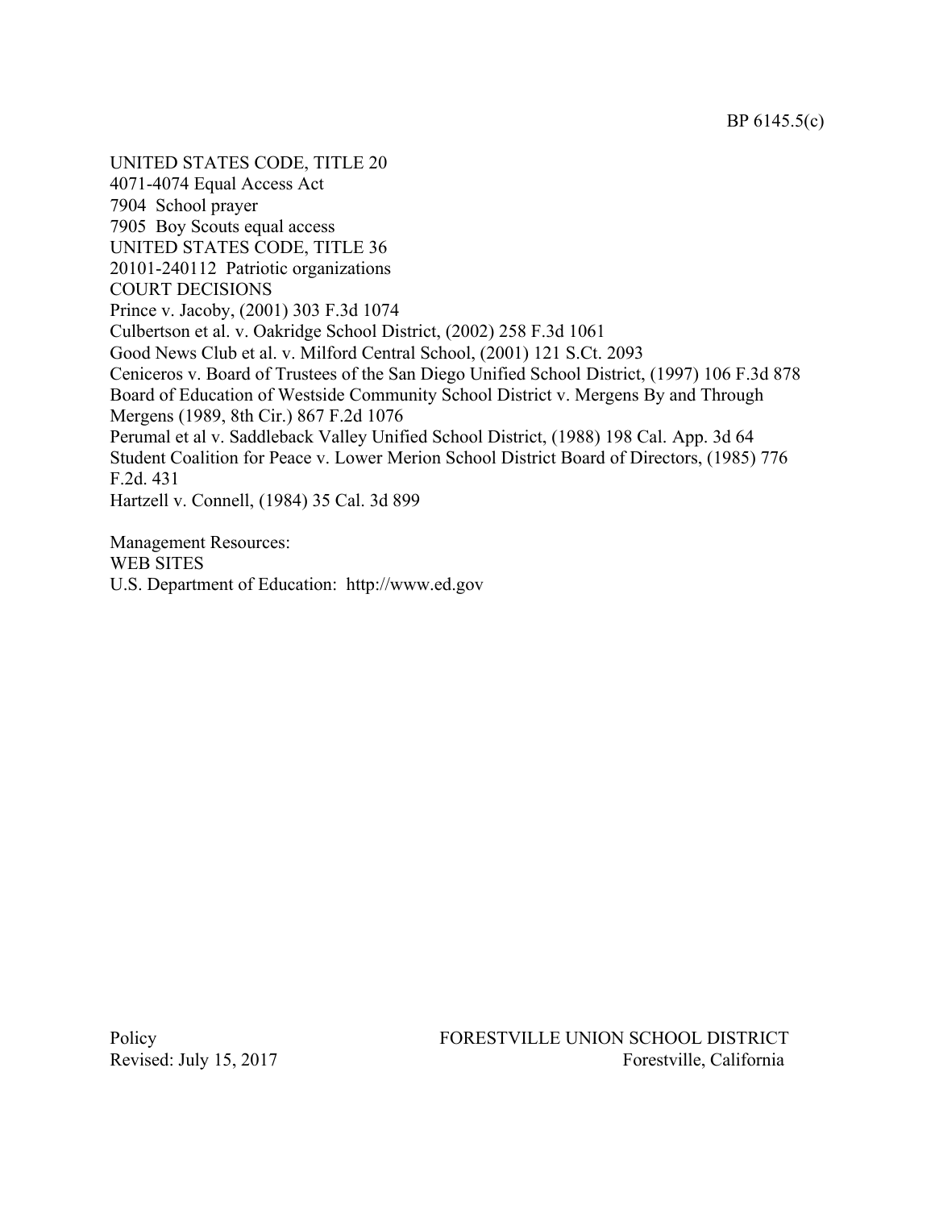UNITED STATES CODE, TITLE 20
4071-4074 Equal Access Act
7904 School prayer
7905 Boy Scouts equal access
UNITED STATES CODE, TITLE 36
20101-240112 Patriotic organizations
COURT DECISIONS
Prince v. Jacoby, (2001) 303 F.3d 1074
Culbertson et al. v. Oakridge School District, (2002) 258 F.3d 1061
Good News Club et al. v. Milford Central School, (2001) 121 S.Ct. 2093
Ceniceros v. Board of Trustees of the San Diego Unified School District, (1997) 106 F.3d 878
Board of Education of Westside Community School District v. Mergens By and Through Mergens (1989, 8th Cir.) 867 F.2d 1076
Perumal et al v. Saddleback Valley Unified School District, (1988) 198 Cal. App. 3d 64
Student Coalition for Peace v. Lower Merion School District Board of Directors, (1985) 776 F.2d. 431
Hartzell v. Connell, (1984) 35 Cal. 3d 899

Management Resources:
WEB SITES
U.S. Department of Education: http://www.ed.gov

Policy
Revised: July 15, 2017

FORESTVILLE UNION SCHOOL DISTRICT
Forestville, California